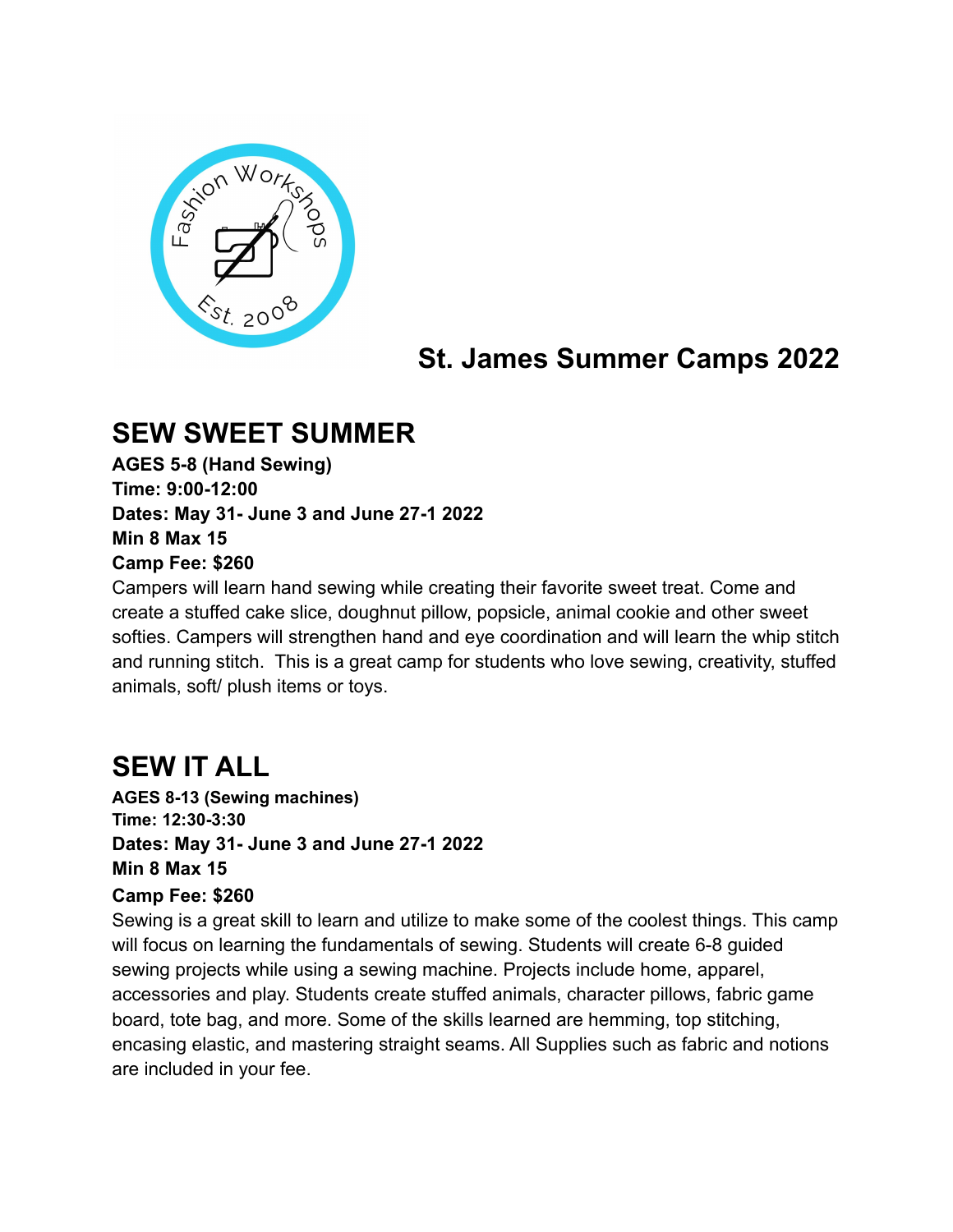# St. James Summer Camps 2022

## SEW SWEET SUMMER

**AGES 5-8 (Hand Sewing)**
**Time: 9:00-12:00**
**Dates: May 31- June 3 and June 27-1 2022**
**Min 8 Max 15**
**Camp Fee: $260**

Campers will learn hand sewing while creating their favorite sweet treat. Come and create a stuffed cake slice, doughnut pillow, popsicle, animal cookie and other sweet softies. Campers will strengthen hand and eye coordination and will learn the whip stitch and running stitch. This is a great camp for students who love sewing, creativity, stuffed animals, soft/ plush items or toys.

## SEW IT ALL

**AGES 8-13 (Sewing machines)**
**Time: 12:30-3:30**
**Dates: May 31- June 3 and June 27-1 2022**
**Min 8 Max 15**
**Camp Fee: $260**

Sewing is a great skill to learn and utilize to make some of the coolest things. This camp will focus on learning the fundamentals of sewing. Students will create 6-8 guided sewing projects while using a sewing machine. Projects include home, apparel, accessories and play. Students create stuffed animals, character pillows, fabric game board, tote bag, and more. Some of the skills learned are hemming, top stitching, encasing elastic, and mastering straight seams. All Supplies such as fabric and notions are included in your fee.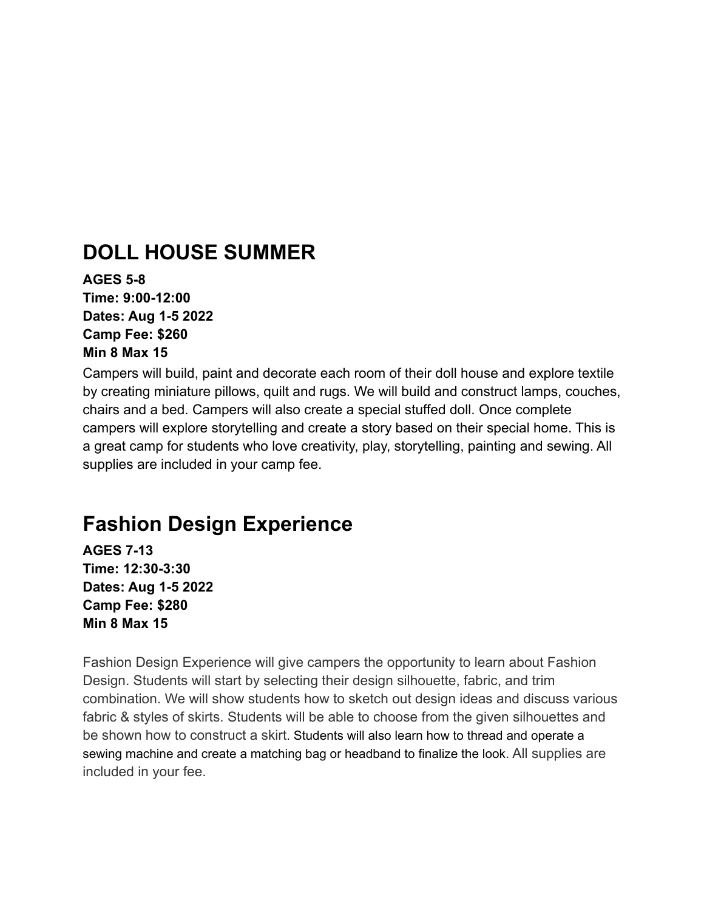# DOLL HOUSE SUMMER

**AGES 5-8**
**Time: 9:00-12:00**
**Dates: Aug 1-5 2022**
**Camp Fee: $260**
**Min 8 Max 15**

Campers will build, paint and decorate each room of their doll house and explore textile by creating miniature pillows, quilt and rugs. We will build and construct lamps, couches, chairs and a bed. Campers will also create a special stuffed doll. Once complete campers will explore storytelling and create a story based on their special home. This is a great camp for students who love creativity, play, storytelling, painting and sewing. All supplies are included in your camp fee.

# Fashion Design Experience

**AGES 7-13**
**Time: 12:30-3:30**
**Dates: Aug 1-5 2022**
**Camp Fee: $280**
**Min 8 Max 15**

Fashion Design Experience will give campers the opportunity to learn about Fashion Design. Students will start by selecting their design silhouette, fabric, and trim combination. We will show students how to sketch out design ideas and discuss various fabric & styles of skirts. Students will be able to choose from the given silhouettes and be shown how to construct a skirt. Students will also learn how to thread and operate a sewing machine and create a matching bag or headband to finalize the look. All supplies are included in your fee.